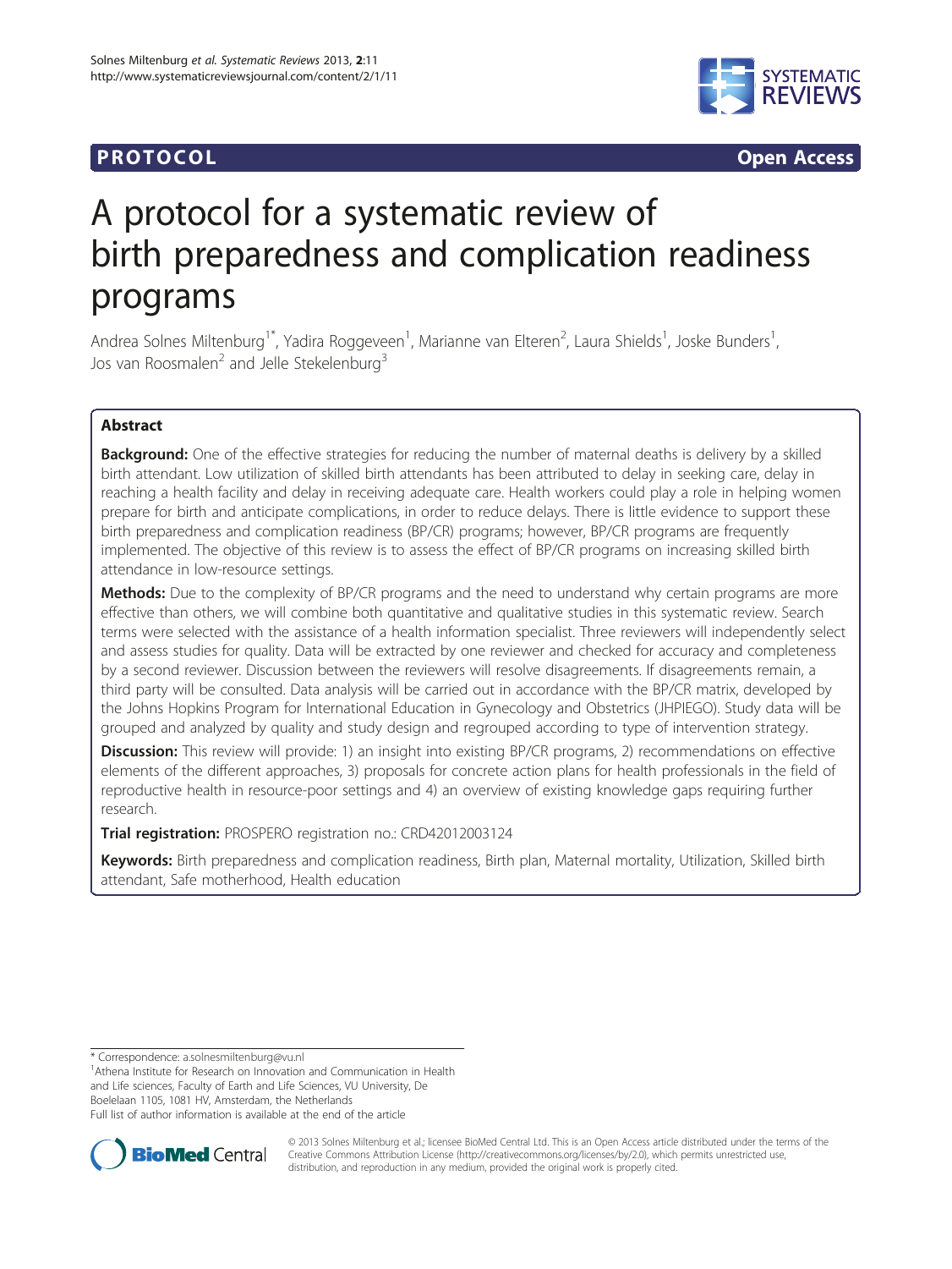**PROTOCOL** **Open Access**

# A protocol for a systematic review of birth preparedness and complication readiness programs

Andrea Solnes Miltenburg[1*], Yadira Roggeveen[1], Marianne van Elteren[2], Laura Shields[1], Joske Bunders[1], Jos van Roosmalen[2] and Jelle Stekelenburg[3]

## Abstract

**Background:** One of the effective strategies for reducing the number of maternal deaths is delivery by a skilled birth attendant. Low utilization of skilled birth attendants has been attributed to delay in seeking care, delay in reaching a health facility and delay in receiving adequate care. Health workers could play a role in helping women prepare for birth and anticipate complications, in order to reduce delays. There is little evidence to support these birth preparedness and complication readiness (BP/CR) programs; however, BP/CR programs are frequently implemented. The objective of this review is to assess the effect of BP/CR programs on increasing skilled birth attendance in low-resource settings.

**Methods:** Due to the complexity of BP/CR programs and the need to understand why certain programs are more effective than others, we will combine both quantitative and qualitative studies in this systematic review. Search terms were selected with the assistance of a health information specialist. Three reviewers will independently select and assess studies for quality. Data will be extracted by one reviewer and checked for accuracy and completeness by a second reviewer. Discussion between the reviewers will resolve disagreements. If disagreements remain, a third party will be consulted. Data analysis will be carried out in accordance with the BP/CR matrix, developed by the Johns Hopkins Program for International Education in Gynecology and Obstetrics (JHPIEGO). Study data will be grouped and analyzed by quality and study design and regrouped according to type of intervention strategy.

**Discussion:** This review will provide: 1) an insight into existing BP/CR programs, 2) recommendations on effective elements of the different approaches, 3) proposals for concrete action plans for health professionals in the field of reproductive health in resource-poor settings and 4) an overview of existing knowledge gaps requiring further research.

**Trial registration:** PROSPERO registration no.: CRD42012003124

**Keywords:** Birth preparedness and complication readiness, Birth plan, Maternal mortality, Utilization, Skilled birth attendant, Safe motherhood, Health education

\* Correspondence: a.solnesmiltenburg@vu.nl
[1]Athena Institute for Research on Innovation and Communication in Health and Life sciences, Faculty of Earth and Life Sciences, VU University, De Boelelaan 1105, 1081 HV, Amsterdam, the Netherlands
Full list of author information is available at the end of the article

© 2013 Solnes Miltenburg et al.; licensee BioMed Central Ltd. This is an Open Access article distributed under the terms of the Creative Commons Attribution License (http://creativecommons.org/licenses/by/2.0), which permits unrestricted use, distribution, and reproduction in any medium, provided the original work is properly cited.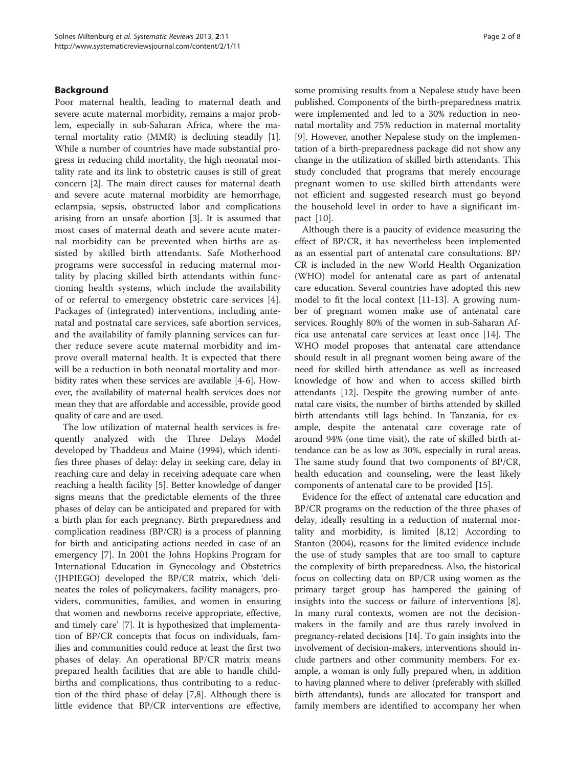## Background

Poor maternal health, leading to maternal death and severe acute maternal morbidity, remains a major problem, especially in sub-Saharan Africa, where the maternal mortality ratio (MMR) is declining steadily [1]. While a number of countries have made substantial progress in reducing child mortality, the high neonatal mortality rate and its link to obstetric causes is still of great concern [2]. The main direct causes for maternal death and severe acute maternal morbidity are hemorrhage, eclampsia, sepsis, obstructed labor and complications arising from an unsafe abortion [3]. It is assumed that most cases of maternal death and severe acute maternal morbidity can be prevented when births are assisted by skilled birth attendants. Safe Motherhood programs were successful in reducing maternal mortality by placing skilled birth attendants within functioning health systems, which include the availability of or referral to emergency obstetric care services [4]. Packages of (integrated) interventions, including antenatal and postnatal care services, safe abortion services, and the availability of family planning services can further reduce severe acute maternal morbidity and improve overall maternal health. It is expected that there will be a reduction in both neonatal mortality and morbidity rates when these services are available [4-6]. However, the availability of maternal health services does not mean they that are affordable and accessible, provide good quality of care and are used.

The low utilization of maternal health services is frequently analyzed with the Three Delays Model developed by Thaddeus and Maine (1994), which identifies three phases of delay: delay in seeking care, delay in reaching care and delay in receiving adequate care when reaching a health facility [5]. Better knowledge of danger signs means that the predictable elements of the three phases of delay can be anticipated and prepared for with a birth plan for each pregnancy. Birth preparedness and complication readiness (BP/CR) is a process of planning for birth and anticipating actions needed in case of an emergency [7]. In 2001 the Johns Hopkins Program for International Education in Gynecology and Obstetrics (JHPIEGO) developed the BP/CR matrix, which 'delineates the roles of policymakers, facility managers, providers, communities, families, and women in ensuring that women and newborns receive appropriate, effective, and timely care' [7]. It is hypothesized that implementation of BP/CR concepts that focus on individuals, families and communities could reduce at least the first two phases of delay. An operational BP/CR matrix means prepared health facilities that are able to handle childbirths and complications, thus contributing to a reduction of the third phase of delay [7,8]. Although there is little evidence that BP/CR interventions are effective, some promising results from a Nepalese study have been published. Components of the birth-preparedness matrix were implemented and led to a 30% reduction in neonatal mortality and 75% reduction in maternal mortality [9]. However, another Nepalese study on the implementation of a birth-preparedness package did not show any change in the utilization of skilled birth attendants. This study concluded that programs that merely encourage pregnant women to use skilled birth attendants were not efficient and suggested research must go beyond the household level in order to have a significant impact [10].

Although there is a paucity of evidence measuring the effect of BP/CR, it has nevertheless been implemented as an essential part of antenatal care consultations. BP/CR is included in the new World Health Organization (WHO) model for antenatal care as part of antenatal care education. Several countries have adopted this new model to fit the local context [11-13]. A growing number of pregnant women make use of antenatal care services. Roughly 80% of the women in sub-Saharan Africa use antenatal care services at least once [14]. The WHO model proposes that antenatal care attendance should result in all pregnant women being aware of the need for skilled birth attendance as well as increased knowledge of how and when to access skilled birth attendants [12]. Despite the growing number of antenatal care visits, the number of births attended by skilled birth attendants still lags behind. In Tanzania, for example, despite the antenatal care coverage rate of around 94% (one time visit), the rate of skilled birth attendance can be as low as 30%, especially in rural areas. The same study found that two components of BP/CR, health education and counseling, were the least likely components of antenatal care to be provided [15].

Evidence for the effect of antenatal care education and BP/CR programs on the reduction of the three phases of delay, ideally resulting in a reduction of maternal mortality and morbidity, is limited [8,12] According to Stanton (2004), reasons for the limited evidence include the use of study samples that are too small to capture the complexity of birth preparedness. Also, the historical focus on collecting data on BP/CR using women as the primary target group has hampered the gaining of insights into the success or failure of interventions [8]. In many rural contexts, women are not the decision-makers in the family and are thus rarely involved in pregnancy-related decisions [14]. To gain insights into the involvement of decision-makers, interventions should include partners and other community members. For example, a woman is only fully prepared when, in addition to having planned where to deliver (preferably with skilled birth attendants), funds are allocated for transport and family members are identified to accompany her when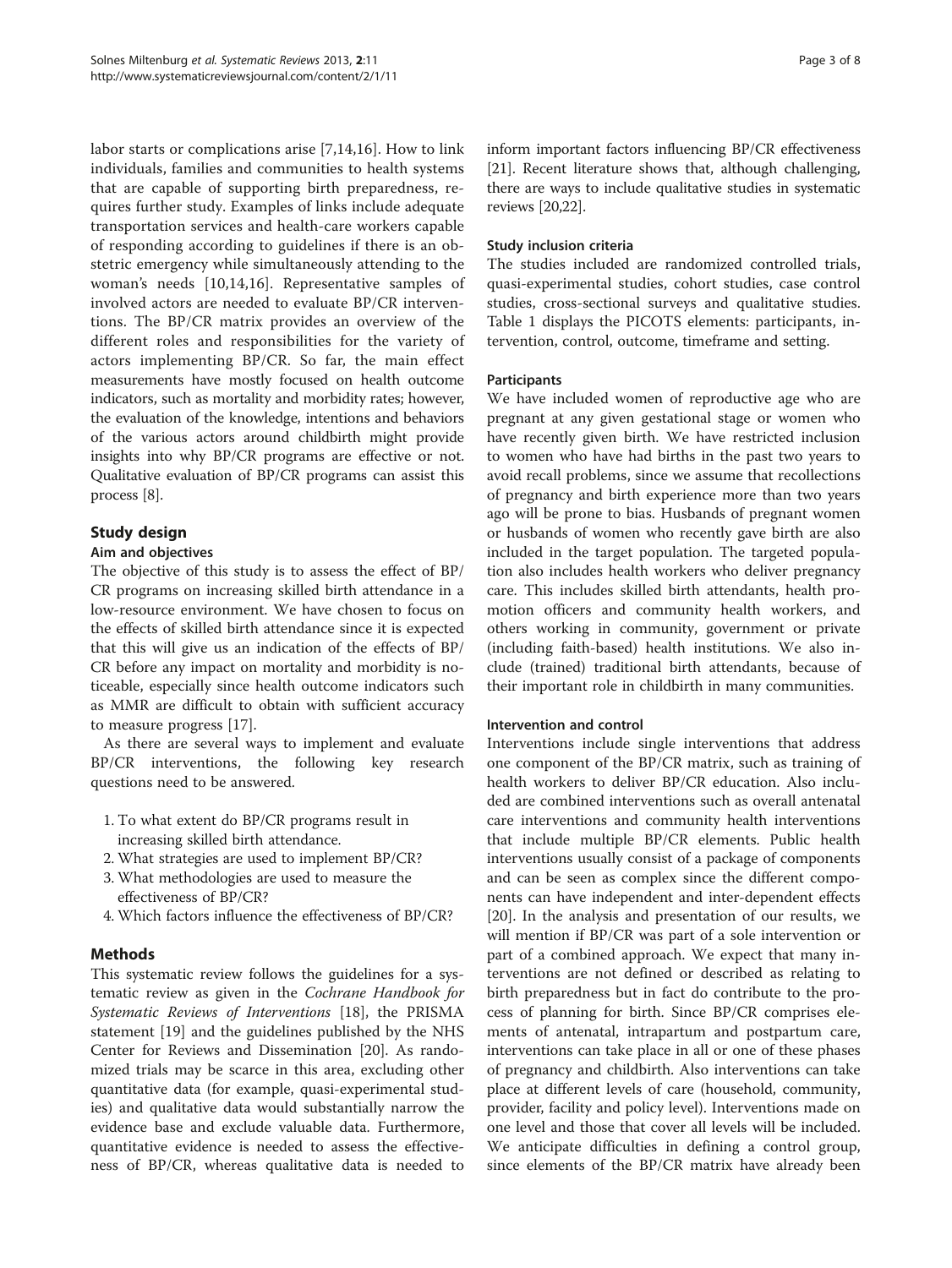labor starts or complications arise [7,14,16]. How to link individuals, families and communities to health systems that are capable of supporting birth preparedness, requires further study. Examples of links include adequate transportation services and health-care workers capable of responding according to guidelines if there is an obstetric emergency while simultaneously attending to the woman's needs [10,14,16]. Representative samples of involved actors are needed to evaluate BP/CR interventions. The BP/CR matrix provides an overview of the different roles and responsibilities for the variety of actors implementing BP/CR. So far, the main effect measurements have mostly focused on health outcome indicators, such as mortality and morbidity rates; however, the evaluation of the knowledge, intentions and behaviors of the various actors around childbirth might provide insights into why BP/CR programs are effective or not. Qualitative evaluation of BP/CR programs can assist this process [8].

## Study design

### Aim and objectives

The objective of this study is to assess the effect of BP/CR programs on increasing skilled birth attendance in a low-resource environment. We have chosen to focus on the effects of skilled birth attendance since it is expected that this will give us an indication of the effects of BP/CR before any impact on mortality and morbidity is noticeable, especially since health outcome indicators such as MMR are difficult to obtain with sufficient accuracy to measure progress [17].

As there are several ways to implement and evaluate BP/CR interventions, the following key research questions need to be answered.

1. To what extent do BP/CR programs result in increasing skilled birth attendance.
2. What strategies are used to implement BP/CR?
3. What methodologies are used to measure the effectiveness of BP/CR?
4. Which factors influence the effectiveness of BP/CR?

## Methods

This systematic review follows the guidelines for a systematic review as given in the *Cochrane Handbook for Systematic Reviews of Interventions* [18], the PRISMA statement [19] and the guidelines published by the NHS Center for Reviews and Dissemination [20]. As randomized trials may be scarce in this area, excluding other quantitative data (for example, quasi-experimental studies) and qualitative data would substantially narrow the evidence base and exclude valuable data. Furthermore, quantitative evidence is needed to assess the effectiveness of BP/CR, whereas qualitative data is needed to inform important factors influencing BP/CR effectiveness [21]. Recent literature shows that, although challenging, there are ways to include qualitative studies in systematic reviews [20,22].

### Study inclusion criteria

The studies included are randomized controlled trials, quasi-experimental studies, cohort studies, case control studies, cross-sectional surveys and qualitative studies. Table 1 displays the PICOTS elements: participants, intervention, control, outcome, timeframe and setting.

### Participants

We have included women of reproductive age who are pregnant at any given gestational stage or women who have recently given birth. We have restricted inclusion to women who have had births in the past two years to avoid recall problems, since we assume that recollections of pregnancy and birth experience more than two years ago will be prone to bias. Husbands of pregnant women or husbands of women who recently gave birth are also included in the target population. The targeted population also includes health workers who deliver pregnancy care. This includes skilled birth attendants, health promotion officers and community health workers, and others working in community, government or private (including faith-based) health institutions. We also include (trained) traditional birth attendants, because of their important role in childbirth in many communities.

### Intervention and control

Interventions include single interventions that address one component of the BP/CR matrix, such as training of health workers to deliver BP/CR education. Also included are combined interventions such as overall antenatal care interventions and community health interventions that include multiple BP/CR elements. Public health interventions usually consist of a package of components and can be seen as complex since the different components can have independent and inter-dependent effects [20]. In the analysis and presentation of our results, we will mention if BP/CR was part of a sole intervention or part of a combined approach. We expect that many interventions are not defined or described as relating to birth preparedness but in fact do contribute to the process of planning for birth. Since BP/CR comprises elements of antenatal, intrapartum and postpartum care, interventions can take place in all or one of these phases of pregnancy and childbirth. Also interventions can take place at different levels of care (household, community, provider, facility and policy level). Interventions made on one level and those that cover all levels will be included. We anticipate difficulties in defining a control group, since elements of the BP/CR matrix have already been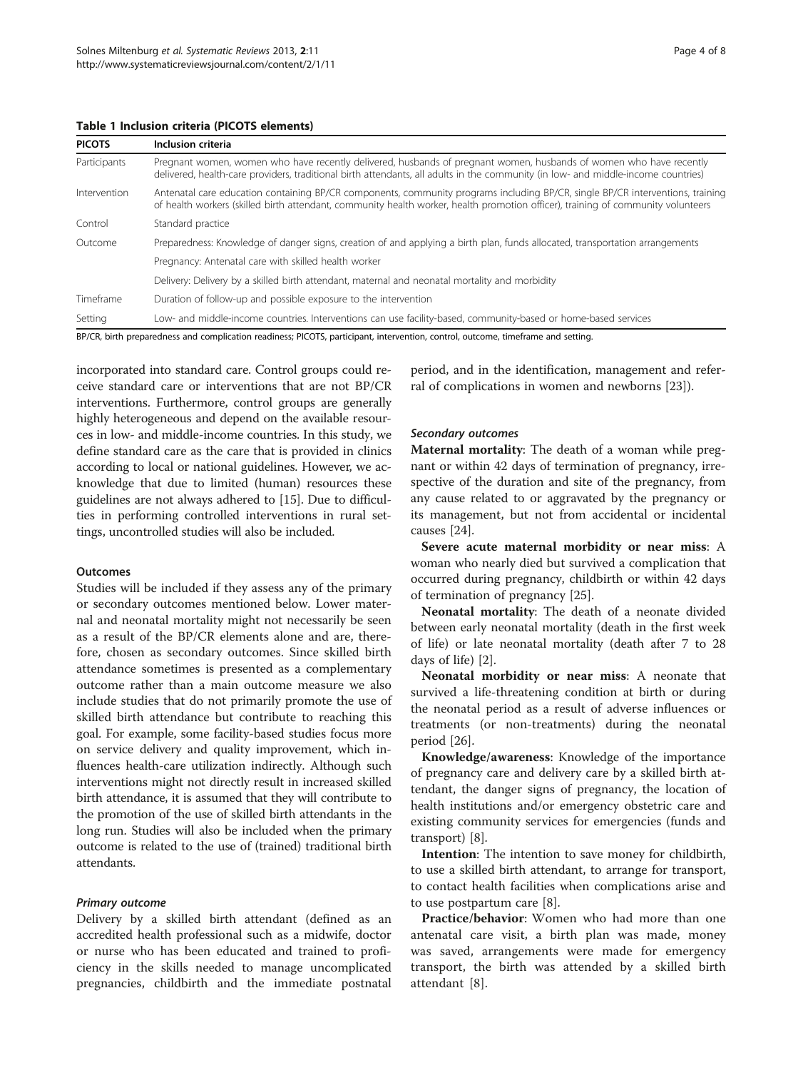**Table 1 Inclusion criteria (PICOTS elements)**

| PICOTS | Inclusion criteria |
|---|---|
| Participants | Pregnant women, women who have recently delivered, husbands of pregnant women, husbands of women who have recently delivered, health-care providers, traditional birth attendants, all adults in the community (in low- and middle-income countries) |
| Intervention | Antenatal care education containing BP/CR components, community programs including BP/CR, single BP/CR interventions, training of health workers (skilled birth attendant, community health worker, health promotion officer), training of community volunteers |
| Control | Standard practice |
| Outcome | Preparedness: Knowledge of danger signs, creation of and applying a birth plan, funds allocated, transportation arrangements |
| | Pregnancy: Antenatal care with skilled health worker |
| | Delivery: Delivery by a skilled birth attendant, maternal and neonatal mortality and morbidity |
| Timeframe | Duration of follow-up and possible exposure to the intervention |
| Setting | Low- and middle-income countries. Interventions can use facility-based, community-based or home-based services |

BP/CR, birth preparedness and complication readiness; PICOTS, participant, intervention, control, outcome, timeframe and setting.

incorporated into standard care. Control groups could receive standard care or interventions that are not BP/CR interventions. Furthermore, control groups are generally highly heterogeneous and depend on the available resources in low- and middle-income countries. In this study, we define standard care as the care that is provided in clinics according to local or national guidelines. However, we acknowledge that due to limited (human) resources these guidelines are not always adhered to [15]. Due to difficulties in performing controlled interventions in rural settings, uncontrolled studies will also be included.

#### Outcomes

Studies will be included if they assess any of the primary or secondary outcomes mentioned below. Lower maternal and neonatal mortality might not necessarily be seen as a result of the BP/CR elements alone and are, therefore, chosen as secondary outcomes. Since skilled birth attendance sometimes is presented as a complementary outcome rather than a main outcome measure we also include studies that do not primarily promote the use of skilled birth attendance but contribute to reaching this goal. For example, some facility-based studies focus more on service delivery and quality improvement, which influences health-care utilization indirectly. Although such interventions might not directly result in increased skilled birth attendance, it is assumed that they will contribute to the promotion of the use of skilled birth attendants in the long run. Studies will also be included when the primary outcome is related to the use of (trained) traditional birth attendants.

##### *Primary outcome*

Delivery by a skilled birth attendant (defined as an accredited health professional such as a midwife, doctor or nurse who has been educated and trained to proficiency in the skills needed to manage uncomplicated pregnancies, childbirth and the immediate postnatal period, and in the identification, management and referral of complications in women and newborns [23]).

##### *Secondary outcomes*

**Maternal mortality**: The death of a woman while pregnant or within 42 days of termination of pregnancy, irrespective of the duration and site of the pregnancy, from any cause related to or aggravated by the pregnancy or its management, but not from accidental or incidental causes [24].

**Severe acute maternal morbidity or near miss**: A woman who nearly died but survived a complication that occurred during pregnancy, childbirth or within 42 days of termination of pregnancy [25].

**Neonatal mortality**: The death of a neonate divided between early neonatal mortality (death in the first week of life) or late neonatal mortality (death after 7 to 28 days of life) [2].

**Neonatal morbidity or near miss**: A neonate that survived a life-threatening condition at birth or during the neonatal period as a result of adverse influences or treatments (or non-treatments) during the neonatal period [26].

**Knowledge/awareness**: Knowledge of the importance of pregnancy care and delivery care by a skilled birth attendant, the danger signs of pregnancy, the location of health institutions and/or emergency obstetric care and existing community services for emergencies (funds and transport) [8].

**Intention**: The intention to save money for childbirth, to use a skilled birth attendant, to arrange for transport, to contact health facilities when complications arise and to use postpartum care [8].

**Practice/behavior**: Women who had more than one antenatal care visit, a birth plan was made, money was saved, arrangements were made for emergency transport, the birth was attended by a skilled birth attendant [8].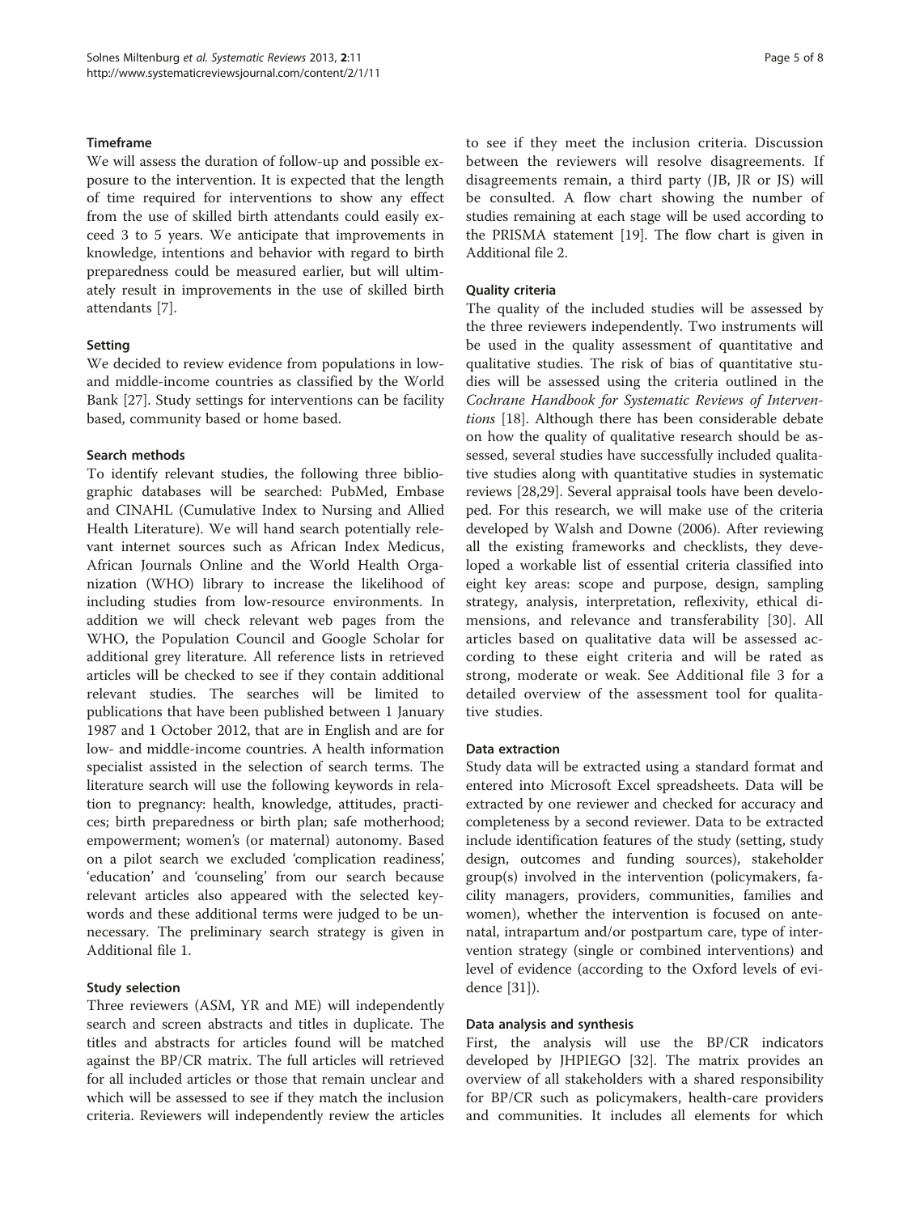#### Timeframe

We will assess the duration of follow-up and possible exposure to the intervention. It is expected that the length of time required for interventions to show any effect from the use of skilled birth attendants could easily exceed 3 to 5 years. We anticipate that improvements in knowledge, intentions and behavior with regard to birth preparedness could be measured earlier, but will ultimately result in improvements in the use of skilled birth attendants [7].

#### Setting

We decided to review evidence from populations in low- and middle-income countries as classified by the World Bank [27]. Study settings for interventions can be facility based, community based or home based.

#### Search methods

To identify relevant studies, the following three bibliographic databases will be searched: PubMed, Embase and CINAHL (Cumulative Index to Nursing and Allied Health Literature). We will hand search potentially relevant internet sources such as African Index Medicus, African Journals Online and the World Health Organization (WHO) library to increase the likelihood of including studies from low-resource environments. In addition we will check relevant web pages from the WHO, the Population Council and Google Scholar for additional grey literature. All reference lists in retrieved articles will be checked to see if they contain additional relevant studies. The searches will be limited to publications that have been published between 1 January 1987 and 1 October 2012, that are in English and are for low- and middle-income countries. A health information specialist assisted in the selection of search terms. The literature search will use the following keywords in relation to pregnancy: health, knowledge, attitudes, practices; birth preparedness or birth plan; safe motherhood; empowerment; women's (or maternal) autonomy. Based on a pilot search we excluded 'complication readiness', 'education' and 'counseling' from our search because relevant articles also appeared with the selected keywords and these additional terms were judged to be unnecessary. The preliminary search strategy is given in Additional file 1.

#### Study selection

Three reviewers (ASM, YR and ME) will independently search and screen abstracts and titles in duplicate. The titles and abstracts for articles found will be matched against the BP/CR matrix. The full articles will retrieved for all included articles or those that remain unclear and which will be assessed to see if they match the inclusion criteria. Reviewers will independently review the articles to see if they meet the inclusion criteria. Discussion between the reviewers will resolve disagreements. If disagreements remain, a third party (JB, JR or JS) will be consulted. A flow chart showing the number of studies remaining at each stage will be used according to the PRISMA statement [19]. The flow chart is given in Additional file 2.

#### Quality criteria

The quality of the included studies will be assessed by the three reviewers independently. Two instruments will be used in the quality assessment of quantitative and qualitative studies. The risk of bias of quantitative studies will be assessed using the criteria outlined in the *Cochrane Handbook for Systematic Reviews of Interventions* [18]. Although there has been considerable debate on how the quality of qualitative research should be assessed, several studies have successfully included qualitative studies along with quantitative studies in systematic reviews [28,29]. Several appraisal tools have been developed. For this research, we will make use of the criteria developed by Walsh and Downe (2006). After reviewing all the existing frameworks and checklists, they developed a workable list of essential criteria classified into eight key areas: scope and purpose, design, sampling strategy, analysis, interpretation, reflexivity, ethical dimensions, and relevance and transferability [30]. All articles based on qualitative data will be assessed according to these eight criteria and will be rated as strong, moderate or weak. See Additional file 3 for a detailed overview of the assessment tool for qualitative studies.

#### Data extraction

Study data will be extracted using a standard format and entered into Microsoft Excel spreadsheets. Data will be extracted by one reviewer and checked for accuracy and completeness by a second reviewer. Data to be extracted include identification features of the study (setting, study design, outcomes and funding sources), stakeholder group(s) involved in the intervention (policymakers, facility managers, providers, communities, families and women), whether the intervention is focused on antenatal, intrapartum and/or postpartum care, type of intervention strategy (single or combined interventions) and level of evidence (according to the Oxford levels of evidence [31]).

#### Data analysis and synthesis

First, the analysis will use the BP/CR indicators developed by JHPIEGO [32]. The matrix provides an overview of all stakeholders with a shared responsibility for BP/CR such as policymakers, health-care providers and communities. It includes all elements for which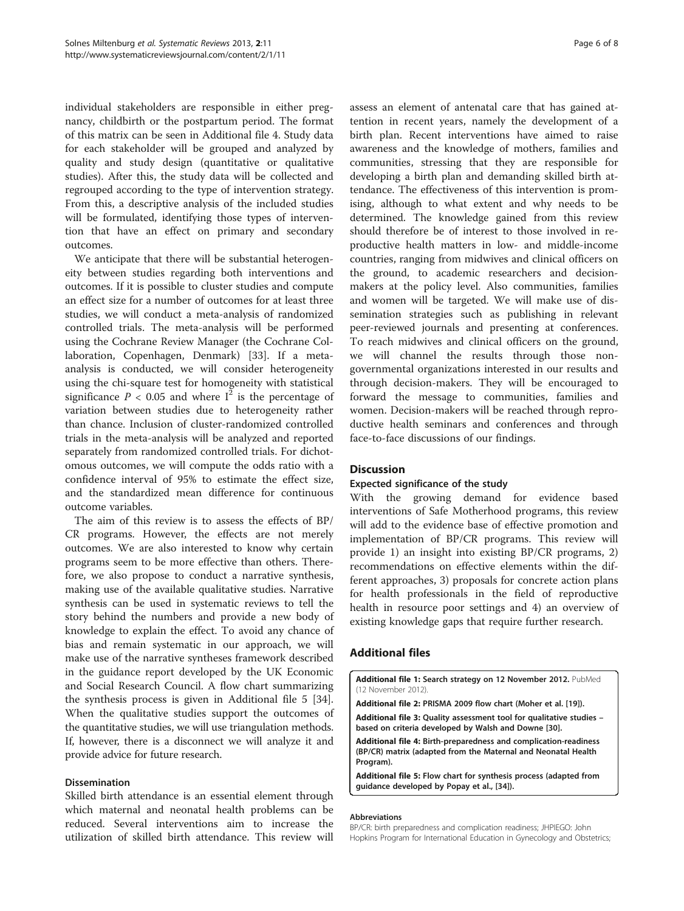individual stakeholders are responsible in either pregnancy, childbirth or the postpartum period. The format of this matrix can be seen in Additional file 4. Study data for each stakeholder will be grouped and analyzed by quality and study design (quantitative or qualitative studies). After this, the study data will be collected and regrouped according to the type of intervention strategy. From this, a descriptive analysis of the included studies will be formulated, identifying those types of intervention that have an effect on primary and secondary outcomes.

We anticipate that there will be substantial heterogeneity between studies regarding both interventions and outcomes. If it is possible to cluster studies and compute an effect size for a number of outcomes for at least three studies, we will conduct a meta-analysis of randomized controlled trials. The meta-analysis will be performed using the Cochrane Review Manager (the Cochrane Collaboration, Copenhagen, Denmark) [33]. If a meta-analysis is conducted, we will consider heterogeneity using the chi-square test for homogeneity with statistical significance $P < 0.05$ and where $I^2$ is the percentage of variation between studies due to heterogeneity rather than chance. Inclusion of cluster-randomized controlled trials in the meta-analysis will be analyzed and reported separately from randomized controlled trials. For dichotomous outcomes, we will compute the odds ratio with a confidence interval of 95% to estimate the effect size, and the standardized mean difference for continuous outcome variables.

The aim of this review is to assess the effects of BP/CR programs. However, the effects are not merely outcomes. We are also interested to know why certain programs seem to be more effective than others. Therefore, we also propose to conduct a narrative synthesis, making use of the available qualitative studies. Narrative synthesis can be used in systematic reviews to tell the story behind the numbers and provide a new body of knowledge to explain the effect. To avoid any chance of bias and remain systematic in our approach, we will make use of the narrative syntheses framework described in the guidance report developed by the UK Economic and Social Research Council. A flow chart summarizing the synthesis process is given in Additional file 5 [34]. When the qualitative studies support the outcomes of the quantitative studies, we will use triangulation methods. If, however, there is a disconnect we will analyze it and provide advice for future research.

### Dissemination

Skilled birth attendance is an essential element through which maternal and neonatal health problems can be reduced. Several interventions aim to increase the utilization of skilled birth attendance. This review will assess an element of antenatal care that has gained attention in recent years, namely the development of a birth plan. Recent interventions have aimed to raise awareness and the knowledge of mothers, families and communities, stressing that they are responsible for developing a birth plan and demanding skilled birth attendance. The effectiveness of this intervention is promising, although to what extent and why needs to be determined. The knowledge gained from this review should therefore be of interest to those involved in reproductive health matters in low- and middle-income countries, ranging from midwives and clinical officers on the ground, to academic researchers and decision-makers at the policy level. Also communities, families and women will be targeted. We will make use of dissemination strategies such as publishing in relevant peer-reviewed journals and presenting at conferences. To reach midwives and clinical officers on the ground, we will channel the results through those non-governmental organizations interested in our results and through decision-makers. They will be encouraged to forward the message to communities, families and women. Decision-makers will be reached through reproductive health seminars and conferences and through face-to-face discussions of our findings.

## Discussion

### Expected significance of the study

With the growing demand for evidence based interventions of Safe Motherhood programs, this review will add to the evidence base of effective promotion and implementation of BP/CR programs. This review will provide 1) an insight into existing BP/CR programs, 2) recommendations on effective elements within the different approaches, 3) proposals for concrete action plans for health professionals in the field of reproductive health in resource poor settings and 4) an overview of existing knowledge gaps that require further research.

## Additional files

**Additional file 1: Search strategy on 12 November 2012.** PubMed (12 November 2012).

**Additional file 2: PRISMA 2009 flow chart (Moher et al. [19]).**

**Additional file 3: Quality assessment tool for qualitative studies – based on criteria developed by Walsh and Downe [30].**

**Additional file 4: Birth-preparedness and complication-readiness (BP/CR) matrix (adapted from the Maternal and Neonatal Health Program).**

**Additional file 5: Flow chart for synthesis process (adapted from guidance developed by Popay et al., [34]).**

#### Abbreviations

BP/CR: birth preparedness and complication readiness; JHPIEGO: John Hopkins Program for International Education in Gynecology and Obstetrics;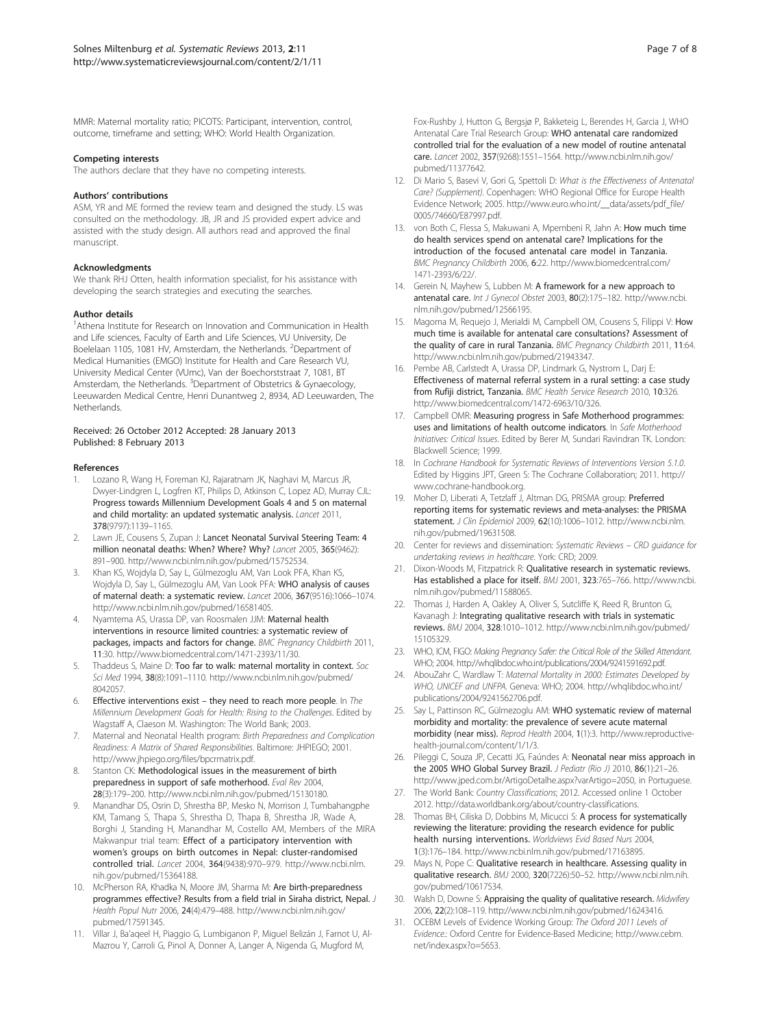MMR: Maternal mortality ratio; PICOTS: Participant, intervention, control, outcome, timeframe and setting; WHO: World Health Organization.

#### Competing interests

The authors declare that they have no competing interests.

#### Authors' contributions

ASM, YR and ME formed the review team and designed the study. LS was consulted on the methodology. JB, JR and JS provided expert advice and assisted with the study design. All authors read and approved the final manuscript.

#### Acknowledgments

We thank RHJ Otten, health information specialist, for his assistance with developing the search strategies and executing the searches.

#### Author details

[1]Athena Institute for Research on Innovation and Communication in Health and Life sciences, Faculty of Earth and Life Sciences, VU University, De Boelelaan 1105, 1081 HV, Amsterdam, the Netherlands. [2]Department of Medical Humanities (EMGO) Institute for Health and Care Research VU, University Medical Center (VUmc), Van der Boechorststraat 7, 1081, BT Amsterdam, the Netherlands. [3]Department of Obstetrics & Gynaecology, Leeuwarden Medical Centre, Henri Dunantweg 2, 8934, AD Leeuwarden, The Netherlands.

Received: 26 October 2012 Accepted: 28 January 2013
Published: 8 February 2013

#### References

1. Lozano R, Wang H, Foreman KJ, Rajaratnam JK, Naghavi M, Marcus JR, Dwyer-Lindgren L, Logfren KT, Philips D, Atkinson C, Lopez AD, Murray CJL: **Progress towards Millennium Development Goals 4 and 5 on maternal and child mortality: an updated systematic analysis.** *Lancet* 2011, **378**(9797):1139–1165.
2. Lawn JE, Cousens S, Zupan J: **Lancet Neonatal Survival Steering Team: 4 million neonatal deaths: When? Where? Why?** *Lancet* 2005, **365**(9462): 891–900. http://www.ncbi.nlm.nih.gov/pubmed/15752534.
3. Khan KS, Wojdyla D, Say L, Gülmezoglu AM, Van Look PFA, Khan KS, Wojdyla D, Say L, Gülmezoglu AM, Van Look PFA: **WHO analysis of causes of maternal death: a systematic review.** *Lancet* 2006, **367**(9516):1066–1074. http://www.ncbi.nlm.nih.gov/pubmed/16581405.
4. Nyamtema AS, Urassa DP, van Roosmalen JJM: **Maternal health interventions in resource limited countries: a systematic review of packages, impacts and factors for change.** *BMC Pregnancy Childbirth* 2011, **11**:30. http://www.biomedcentral.com/1471-2393/11/30.
5. Thaddeus S, Maine D: **Too far to walk: maternal mortality in context.** *Soc Sci Med* 1994, **38**(8):1091–1110. http://www.ncbi.nlm.nih.gov/pubmed/8042057.
6. **Effective interventions exist – they need to reach more people**. In *The Millennium Development Goals for Health: Rising to the Challenges*. Edited by Wagstaff A, Claeson M. Washington: The World Bank; 2003.
7. Maternal and Neonatal Health program: *Birth Preparedness and Complication Readiness: A Matrix of Shared Responsibilities*. Baltimore: JHPIEGO; 2001. http://www.jhpiego.org/files/bpcrmatrix.pdf.
8. Stanton CK: **Methodological issues in the measurement of birth preparedness in support of safe motherhood.** *Eval Rev* 2004, **28**(3):179–200. http://www.ncbi.nlm.nih.gov/pubmed/15130180.
9. Manandhar DS, Osrin D, Shrestha BP, Mesko N, Morrison J, Tumbahangphe KM, Tamang S, Thapa S, Shrestha D, Thapa B, Shrestha JR, Wade A, Borghi J, Standing H, Manandhar M, Costello AM, Members of the MIRA Makwanpur trial team: **Effect of a participatory intervention with women's groups on birth outcomes in Nepal: cluster-randomised controlled trial.** *Lancet* 2004, **364**(9438):970–979. http://www.ncbi.nlm.nih.gov/pubmed/15364188.
10. McPherson RA, Khadka N, Moore JM, Sharma M: **Are birth-preparedness programmes effective? Results from a field trial in Siraha district, Nepal.** *J Health Popul Nutr* 2006, **24**(4):479–488. http://www.ncbi.nlm.nih.gov/pubmed/17591345.
11. Villar J, Ba'aqeel H, Piaggio G, Lumbiganon P, Miguel Belizán J, Farnot U, Al-Mazrou Y, Carroli G, Pinol A, Donner A, Langer A, Nigenda G, Mugford M, Fox-Rushby J, Hutton G, Bergsjø P, Bakketeig L, Berendes H, Garcia J, WHO Antenatal Care Trial Research Group: **WHO antenatal care randomized controlled trial for the evaluation of a new model of routine antenatal care.** *Lancet* 2002, **357**(9268):1551–1564. http://www.ncbi.nlm.nih.gov/pubmed/11377642.
12. Di Mario S, Basevi V, Gori G, Spettoli D: *What is the Effectiveness of Antenatal Care? (Supplement)*. Copenhagen: WHO Regional Office for Europe Health Evidence Network; 2005. http://www.euro.who.int/__data/assets/pdf_file/0005/74660/E87997.pdf.
13. von Both C, Flessa S, Makuwani A, Mpembeni R, Jahn A: **How much time do health services spend on antenatal care? Implications for the introduction of the focused antenatal care model in Tanzania.** *BMC Pregnancy Childbirth* 2006, **6**:22. http://www.biomedcentral.com/1471-2393/6/22/.
14. Gerein N, Mayhew S, Lubben M: **A framework for a new approach to antenatal care.** *Int J Gynecol Obstet* 2003, **80**(2):175–182. http://www.ncbi.nlm.nih.gov/pubmed/12566195.
15. Magoma M, Requejo J, Merialdi M, Campbell OM, Cousens S, Filippi V: **How much time is available for antenatal care consultations? Assessment of the quality of care in rural Tanzania.** *BMC Pregnancy Childbirth* 2011, **11**:64. http://www.ncbi.nlm.nih.gov/pubmed/21943347.
16. Pembe AB, Carlstedt A, Urassa DP, Lindmark G, Nystrom L, Darj E: **Effectiveness of maternal referral system in a rural setting: a case study from Rufiji district, Tanzania.** *BMC Health Service Research* 2010, **10**:326. http://www.biomedcentral.com/1472-6963/10/326.
17. Campbell OMR: **Measuring progress in Safe Motherhood programmes: uses and limitations of health outcome indicators**. In *Safe Motherhood Initiatives: Critical Issues*. Edited by Berer M, Sundari Ravindran TK. London: Blackwell Science; 1999.
18. In *Cochrane Handbook for Systematic Reviews of Interventions Version 5.1.0*. Edited by Higgins JPT, Green S: The Cochrane Collaboration; 2011. http://www.cochrane-handbook.org.
19. Moher D, Liberati A, Tetzlaff J, Altman DG, PRISMA group: **Preferred reporting items for systematic reviews and meta-analyses: the PRISMA statement.** *J Clin Epidemiol* 2009, **62**(10):1006–1012. http://www.ncbi.nlm.nih.gov/pubmed/19631508.
20. Center for reviews and dissemination: *Systematic Reviews – CRD guidance for undertaking reviews in healthcare*. York: CRD; 2009.
21. Dixon-Woods M, Fitzpatrick R: **Qualitative research in systematic reviews. Has established a place for itself.** *BMJ* 2001, **323**:765–766. http://www.ncbi.nlm.nih.gov/pubmed/11588065.
22. Thomas J, Harden A, Oakley A, Oliver S, Sutcliffe K, Reed R, Brunton G, Kavanagh J: **Integrating qualitative research with trials in systematic reviews.** *BMJ* 2004, **328**:1010–1012. http://www.ncbi.nlm.nih.gov/pubmed/15105329.
23. WHO, ICM, FIGO: *Making Pregnancy Safer: the Critical Role of the Skilled Attendant*. WHO; 2004. http://whqlibdoc.who.int/publications/2004/9241591692.pdf.
24. AbouZahr C, Wardlaw T: *Maternal Mortality in 2000: Estimates Developed by WHO, UNICEF and UNFPA*. Geneva: WHO; 2004. http://whqlibdoc.who.int/publications/2004/9241562706.pdf.
25. Say L, Pattinson RC, Gülmezoglu AM: **WHO systematic review of maternal morbidity and mortality: the prevalence of severe acute maternal morbidity (near miss).** *Reprod Health* 2004, **1**(1):3. http://www.reproductive-health-journal.com/content/1/1/3.
26. Pileggi C, Souza JP, Cecatti JG, Faúndes A: **Neonatal near miss approach in the 2005 WHO Global Survey Brazil.** *J Pediatr (Rio J)* 2010, **86**(1):21–26. http://www.jped.com.br/ArtigoDetalhe.aspx?varArtigo=2050, in Portuguese.
27. The World Bank: *Country Classifications*; 2012. Accessed online 1 October 2012. http://data.worldbank.org/about/country-classifications.
28. Thomas BH, Ciliska D, Dobbins M, Micucci S: **A process for systematically reviewing the literature: providing the research evidence for public health nursing interventions.** *Worldviews Evid Based Nurs* 2004, **1**(3):176–184. http://www.ncbi.nlm.nih.gov/pubmed/17163895.
29. Mays N, Pope C: **Qualitative research in healthcare. Assessing quality in qualitative research.** *BMJ* 2000, **320**(7226):50–52. http://www.ncbi.nlm.nih.gov/pubmed/10617534.
30. Walsh D, Downe S: **Appraising the quality of qualitative research.** *Midwifery* 2006, **22**(2):108–119. http://www.ncbi.nlm.nih.gov/pubmed/16243416.
31. OCEBM Levels of Evidence Working Group: *The Oxford 2011 Levels of Evidence.*: Oxford Centre for Evidence-Based Medicine; http://www.cebm.net/index.aspx?o=5653.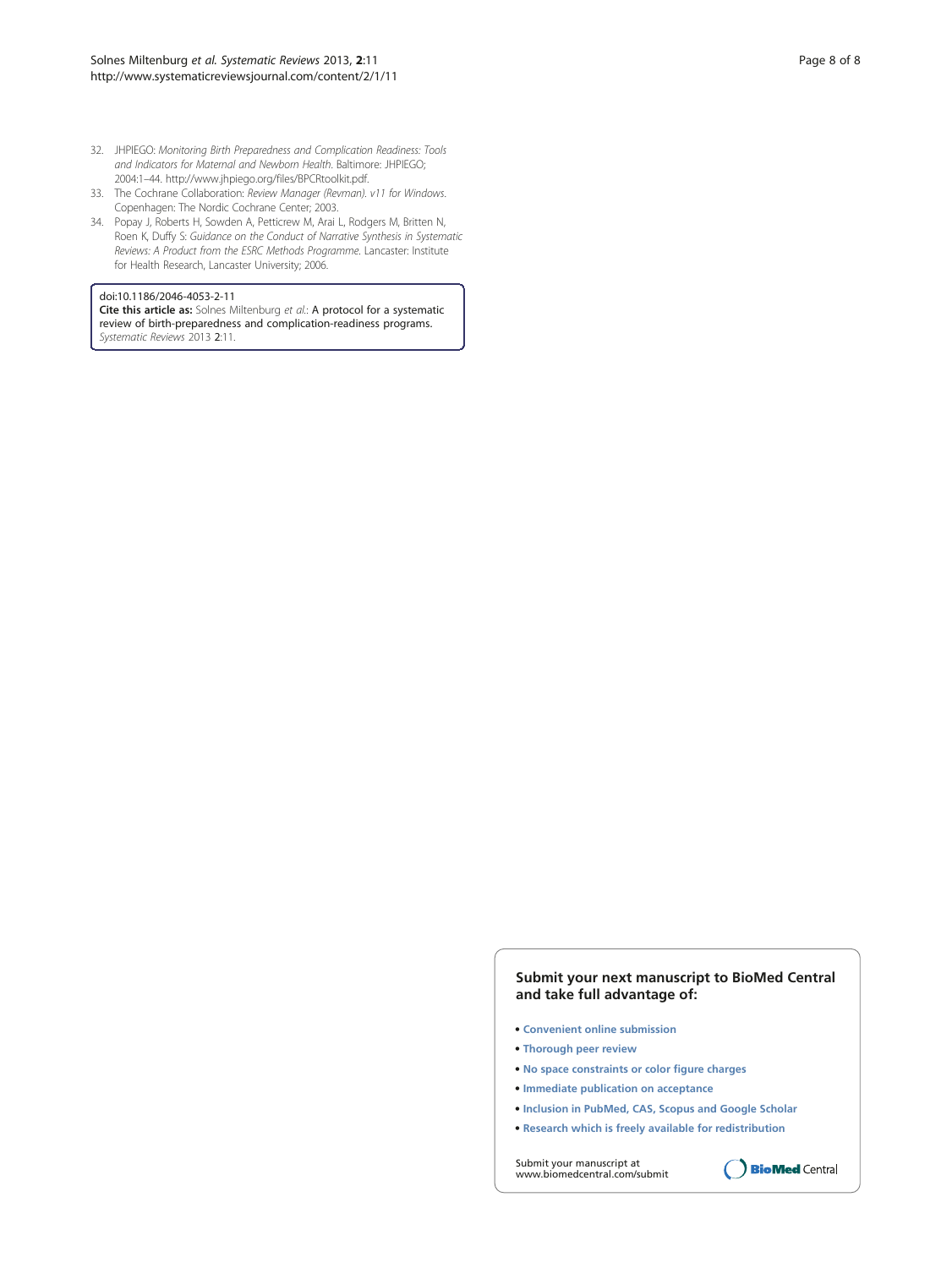32. JHPIEGO: *Monitoring Birth Preparedness and Complication Readiness: Tools and Indicators for Maternal and Newborn Health*. Baltimore: JHPIEGO; 2004:1–44. http://www.jhpiego.org/files/BPCRtoolkit.pdf.
33. The Cochrane Collaboration: *Review Manager (Revman). v11 for Windows*. Copenhagen: The Nordic Cochrane Center; 2003.
34. Popay J, Roberts H, Sowden A, Petticrew M, Arai L, Rodgers M, Britten N, Roen K, Duffy S: *Guidance on the Conduct of Narrative Synthesis in Systematic Reviews: A Product from the ESRC Methods Programme*. Lancaster: Institute for Health Research, Lancaster University; 2006.

doi:10.1186/2046-4053-2-11
**Cite this article as:** Solnes Miltenburg *et al.*: A protocol for a systematic review of birth-preparedness and complication-readiness programs. *Systematic Reviews* 2013 **2**:11.

**Submit your next manuscript to BioMed Central and take full advantage of:**

- **Convenient online submission**
- **Thorough peer review**
- **No space constraints or color figure charges**
- **Immediate publication on acceptance**
- **Inclusion in PubMed, CAS, Scopus and Google Scholar**
- **Research which is freely available for redistribution**

Submit your manuscript at
www.biomedcentral.com/submit

BioMed Central